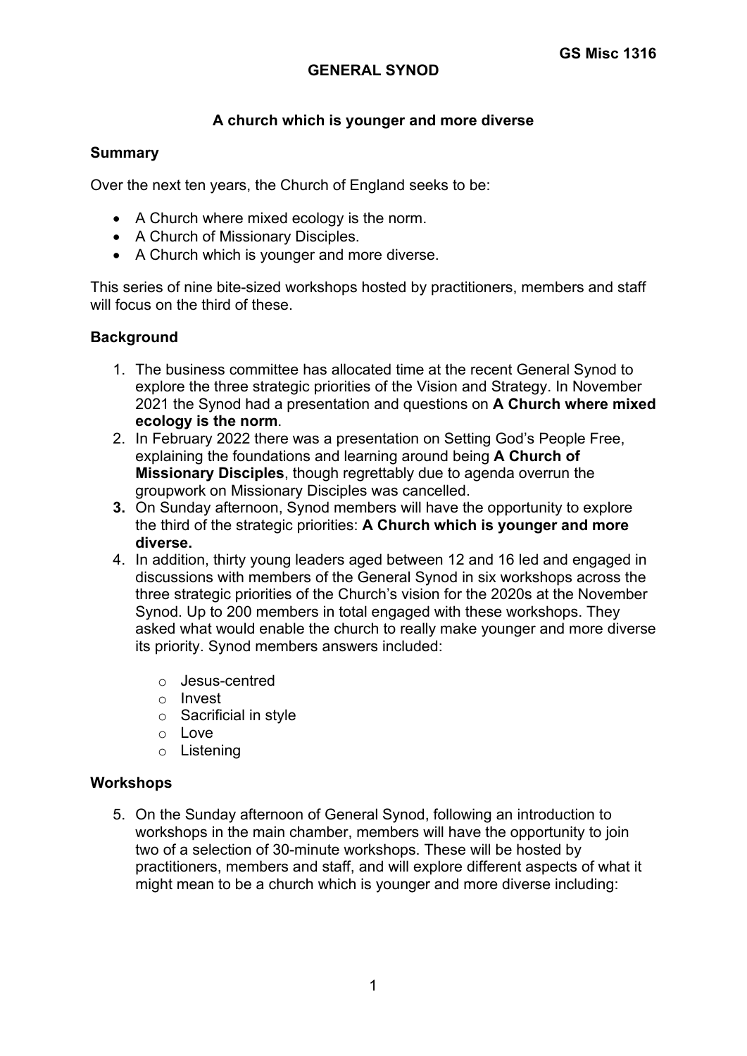GS Misc 1316

# GENERAL SYNOD

## A church which is younger and more diverse

### Summary

Over the next ten years, the Church of England seeks to be:

- A Church where mixed ecology is the norm.
- A Church of Missionary Disciples.
- A Church which is younger and more diverse.

This series of nine bite-sized workshops hosted by practitioners, members and staff will focus on the third of these.

### Background

1. The business committee has allocated time at the recent General Synod to explore the three strategic priorities of the Vision and Strategy. In November 2021 the Synod had a presentation and questions on **A Church where mixed ecology is the norm**.
2. In February 2022 there was a presentation on Setting God's People Free, explaining the foundations and learning around being **A Church of Missionary Disciples**, though regrettably due to agenda overrun the groupwork on Missionary Disciples was cancelled.
3. On Sunday afternoon, Synod members will have the opportunity to explore the third of the strategic priorities: **A Church which is younger and more diverse.**
4. In addition, thirty young leaders aged between 12 and 16 led and engaged in discussions with members of the General Synod in six workshops across the three strategic priorities of the Church's vision for the 2020s at the November Synod. Up to 200 members in total engaged with these workshops. They asked what would enable the church to really make younger and more diverse its priority. Synod members answers included:
   - Jesus-centred
   - Invest
   - Sacrificial in style
   - Love
   - Listening

### Workshops

5. On the Sunday afternoon of General Synod, following an introduction to workshops in the main chamber, members will have the opportunity to join two of a selection of 30-minute workshops. These will be hosted by practitioners, members and staff, and will explore different aspects of what it might mean to be a church which is younger and more diverse including: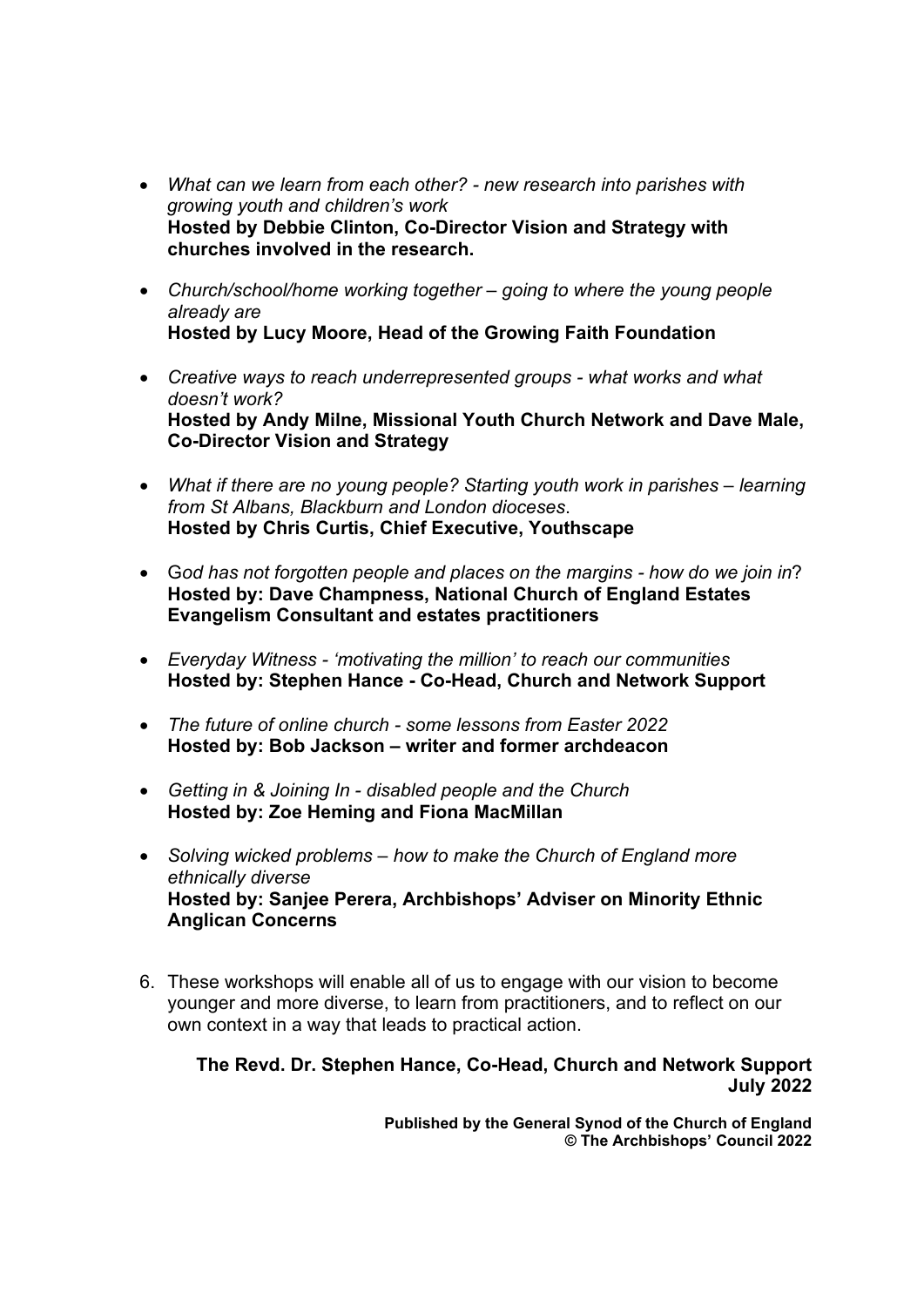- *What can we learn from each other? - new research into parishes with growing youth and children's work*
  **Hosted by Debbie Clinton, Co-Director Vision and Strategy with churches involved in the research.**

- *Church/school/home working together – going to where the young people already are*
  **Hosted by Lucy Moore, Head of the Growing Faith Foundation**

- *Creative ways to reach underrepresented groups - what works and what doesn't work?*
  **Hosted by Andy Milne, Missional Youth Church Network and Dave Male, Co-Director Vision and Strategy**

- *What if there are no young people? Starting youth work in parishes – learning from St Albans, Blackburn and London dioceses.*
  **Hosted by Chris Curtis, Chief Executive, Youthscape**

- G*od has not forgotten people and places on the margins - how do we join in*?
  **Hosted by: Dave Champness, National Church of England Estates Evangelism Consultant and estates practitioners**

- *Everyday Witness - 'motivating the million' to reach our communities*
  **Hosted by: Stephen Hance - Co-Head, Church and Network Support**

- *The future of online church - some lessons from Easter 2022*
  **Hosted by: Bob Jackson – writer and former archdeacon**

- *Getting in & Joining In - disabled people and the Church*
  **Hosted by: Zoe Heming and Fiona MacMillan**

- *Solving wicked problems – how to make the Church of England more ethnically diverse*
  **Hosted by: Sanjee Perera, Archbishops' Adviser on Minority Ethnic Anglican Concerns**

6. These workshops will enable all of us to engage with our vision to become younger and more diverse, to learn from practitioners, and to reflect on our own context in a way that leads to practical action.

**The Revd. Dr. Stephen Hance, Co-Head, Church and Network Support**
**July 2022**

**Published by the General Synod of the Church of England**
**© The Archbishops' Council 2022**